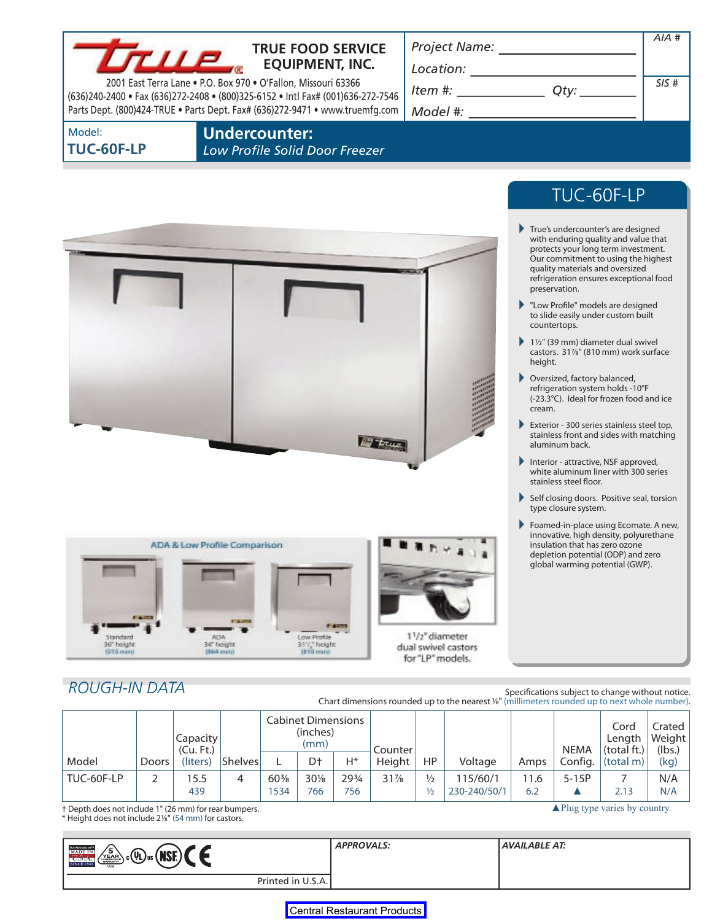# TRUE FOOD SERVICE EQUIPMENT, INC.

2001 East Terra Lane • P.O. Box 970 • O'Fallon, Missouri 63366
(636)240-2400 • Fax (636)272-2408 • (800)325-6152 • Intl Fax# (001)636-272-7546
Parts Dept. (800)424-TRUE • Parts Dept. Fax# (636)272-9471 • www.truemfg.com

Project Name: ______________________
Location: ______________________
Item #: ____________ Qty: ________
Model #: ______________________

AIA #

SIS #

Model:
**TUC-60F-LP**

## Undercounter:
*Low Profile Solid Door Freezer*

## TUC-60F-LP

- True's undercounter's are designed with enduring quality and value that protects your long term investment. Our commitment to using the highest quality materials and oversized refrigeration ensures exceptional food preservation.
- "Low Profile" models are designed to slide easily under custom built countertops.
- 1½" (39 mm) diameter dual swivel castors. 31⅞" (810 mm) work surface height.
- Oversized, factory balanced, refrigeration system holds -10°F (-23.3°C). Ideal for frozen food and ice cream.
- Exterior - 300 series stainless steel top, stainless front and sides with matching aluminum back.
- Interior - attractive, NSF approved, white aluminum liner with 300 series stainless steel floor.
- Self closing doors. Positive seal, torsion type closure system.
- Foamed-in-place using Ecomate. A new, innovative, high density, polyurethane insulation that has zero ozone depletion potential (ODP) and zero global warming potential (GWP).

ADA & Low Profile Comparison

Standard 36" height (915 mm) | ADA 34" height (864 mm) | Low Profile 31⅞" height (810 mm)

1½" diameter dual swivel castors for "LP" models.

## ROUGH-IN DATA

Specifications subject to change without notice.
Chart dimensions rounded up to the nearest ⅛" (millimeters rounded up to next whole number).

| Model | Doors | Capacity (Cu. Ft.) (liters) | Shelves | Cabinet Dimensions (inches) (mm) L | D† | H* | Counter Height | HP | Voltage | Amps | NEMA Config. | Cord Length (total ft.) (total m) | Crated Weight (lbs.) (kg) |
|---|---|---|---|---|---|---|---|---|---|---|---|---|---|
| TUC-60F-LP | 2 | 15.5<br>439 | 4 | 60⅜<br>1534 | 30⅛<br>766 | 29¾<br>756 | 31⅞ | ½<br>½ | 115/60/1<br>230-240/50/1 | 11.6<br>6.2 | 5-15P<br>▲ | 7<br>2.13 | N/A<br>N/A |

† Depth does not include 1" (26 mm) for rear bumpers.
* Height does not include 2⅛" (54 mm) for castors.

▲Plug type varies by country.

APPROVALS:

AVAILABLE AT:

Printed in U.S.A.

Central Restaurant Products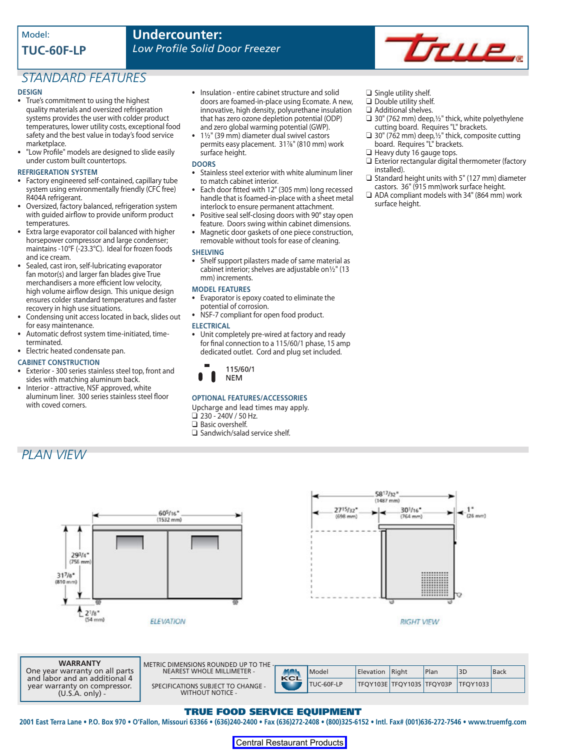Model:

**TUC-60F-LP**

# Undercounter:

*Low Profile Solid Door Freezer*

## STANDARD FEATURES

### DESIGN

- True's commitment to using the highest quality materials and oversized refrigeration systems provides the user with colder product temperatures, lower utility costs, exceptional food safety and the best value in today's food service marketplace.
- "Low Profile" models are designed to slide easily under custom built countertops.

### REFRIGERATION SYSTEM

- Factory engineered self-contained, capillary tube system using environmentally friendly (CFC free) R404A refrigerant.
- Oversized, factory balanced, refrigeration system with guided airflow to provide uniform product temperatures.
- Extra large evaporator coil balanced with higher horsepower compressor and large condenser; maintains -10°F (-23.3°C). Ideal for frozen foods and ice cream.
- Sealed, cast iron, self-lubricating evaporator fan motor(s) and larger fan blades give True merchandisers a more efficient low velocity, high volume airflow design. This unique design ensures colder standard temperatures and faster recovery in high use situations.
- Condensing unit access located in back, slides out for easy maintenance.
- Automatic defrost system time-initiated, time-terminated.
- Electric heated condensate pan.

### CABINET CONSTRUCTION

- Exterior - 300 series stainless steel top, front and sides with matching aluminum back.
- Interior - attractive, NSF approved, white aluminum liner. 300 series stainless steel floor with coved corners.
- Insulation - entire cabinet structure and solid doors are foamed-in-place using Ecomate. A new, innovative, high density, polyurethane insulation that has zero ozone depletion potential (ODP) and zero global warming potential (GWP).
- 1½" (39 mm) diameter dual swivel castors permits easy placement. 31⅞" (810 mm) work surface height.

### DOORS

- Stainless steel exterior with white aluminum liner to match cabinet interior.
- Each door fitted with 12" (305 mm) long recessed handle that is foamed-in-place with a sheet metal interlock to ensure permanent attachment.
- Positive seal self-closing doors with 90° stay open feature. Doors swing within cabinet dimensions.
- Magnetic door gaskets of one piece construction, removable without tools for ease of cleaning.

### SHELVING

- Shelf support pilasters made of same material as cabinet interior; shelves are adjustable on ½" (13 mm) increments.

### MODEL FEATURES

- Evaporator is epoxy coated to eliminate the potential of corrosion.
- NSF-7 compliant for open food product.

### ELECTRICAL

- Unit completely pre-wired at factory and ready for final connection to a 115/60/1 phase, 15 amp dedicated outlet. Cord and plug set included.

115/60/1
NEM

### OPTIONAL FEATURES/ACCESSORIES

Upcharge and lead times may apply.

- ❑ 230 - 240V / 50 Hz.
- ❑ Basic overshelf.
- ❑ Sandwich/salad service shelf.
- ❑ Single utility shelf.
- ❑ Double utility shelf.
- ❑ Additional shelves.
- ❑ 30" (762 mm) deep, ½" thick, white polyethylene cutting board. Requires "L" brackets.
- ❑ 30" (762 mm) deep, ½" thick, composite cutting board. Requires "L" brackets.
- ❑ Heavy duty 16 gauge tops.
- ❑ Exterior rectangular digital thermometer (factory installed).
- ❑ Standard height units with 5" (127 mm) diameter castors. 36" (915 mm)work surface height.
- ❑ ADA compliant models with 34" (864 mm) work surface height.

## PLAN VIEW

60⁵⁄₁₆" (1532 mm)
29¾" (756 mm)
31⅞" (810 mm)
2⅛" (54 mm)
ELEVATION

58¹⁷⁄₃₂" (1487 mm)
27¹⁵⁄₃₂" (698 mm)
30¹⁄₁₆" (764 mm)
1" (26 mm)
RIGHT VIEW

**WARRANTY**
One year warranty on all parts and labor and an additional 4 year warranty on compressor. (U.S.A. only) -

METRIC DIMENSIONS ROUNDED UP TO THE NEAREST WHOLE MILLIMETER -

SPECIFICATIONS SUBJECT TO CHANGE WITHOUT NOTICE -

| Model | Elevation | Right | Plan | 3D | Back |
|---|---|---|---|---|---|
| TUC-60F-LP | TFQY103E | TFQY103S | TFQY03P | TFQY1033 | |

**TRUE FOOD SERVICE EQUIPMENT**

2001 East Terra Lane • P.O. Box 970 • O'Fallon, Missouri 63366 • (636)240-2400 • Fax (636)272-2408 • (800)325-6152 • Intl. Fax# (001)636-272-7546 • www.truemfg.com

Central Restaurant Products